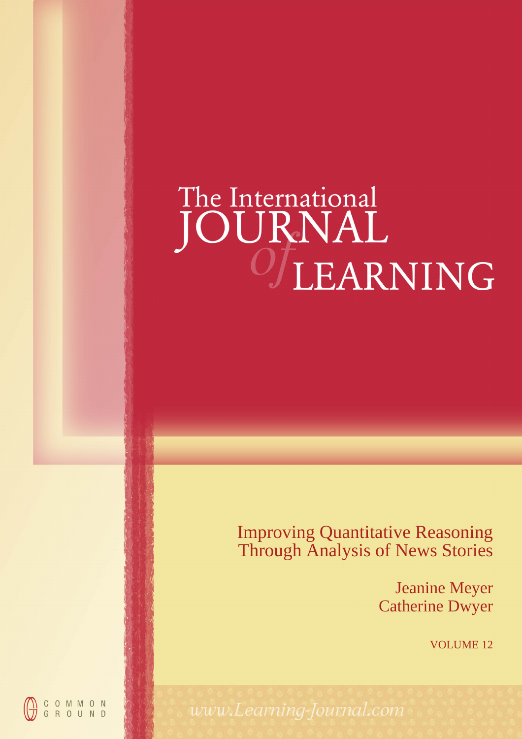# The International JOURNAL *of* LEARNING

## Improving Quantitative Reasoning Through Analysis of News Stories

Jeanine Meyer
Catherine Dwyer

VOLUME 12

COMMON GROUND

www.Learning-Journal.com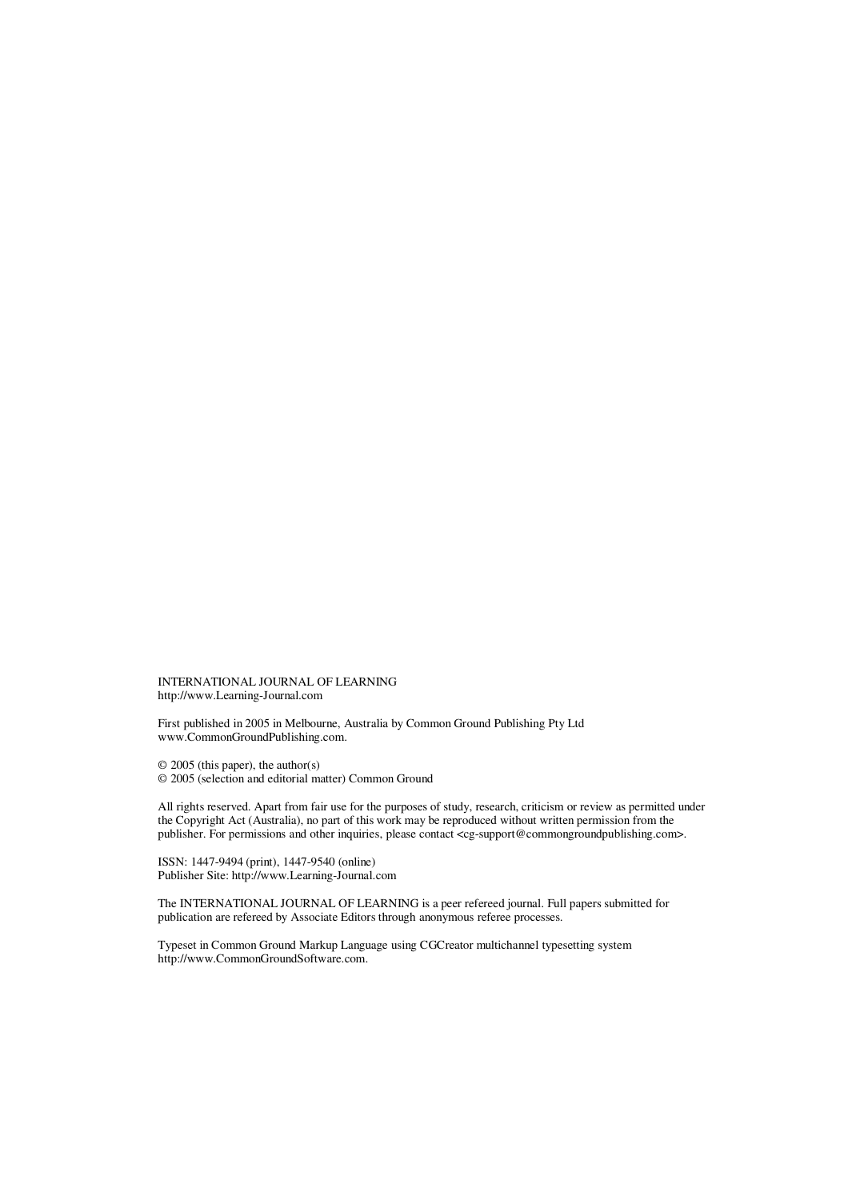INTERNATIONAL JOURNAL OF LEARNING
http://www.Learning-Journal.com

First published in 2005 in Melbourne, Australia by Common Ground Publishing Pty Ltd
www.CommonGroundPublishing.com.

© 2005 (this paper), the author(s)
© 2005 (selection and editorial matter) Common Ground

All rights reserved. Apart from fair use for the purposes of study, research, criticism or review as permitted under the Copyright Act (Australia), no part of this work may be reproduced without written permission from the publisher. For permissions and other inquiries, please contact <cg-support@commongroundpublishing.com>.

ISSN: 1447-9494 (print), 1447-9540 (online)
Publisher Site: http://www.Learning-Journal.com

The INTERNATIONAL JOURNAL OF LEARNING is a peer refereed journal. Full papers submitted for publication are refereed by Associate Editors through anonymous referee processes.

Typeset in Common Ground Markup Language using CGCreator multichannel typesetting system
http://www.CommonGroundSoftware.com.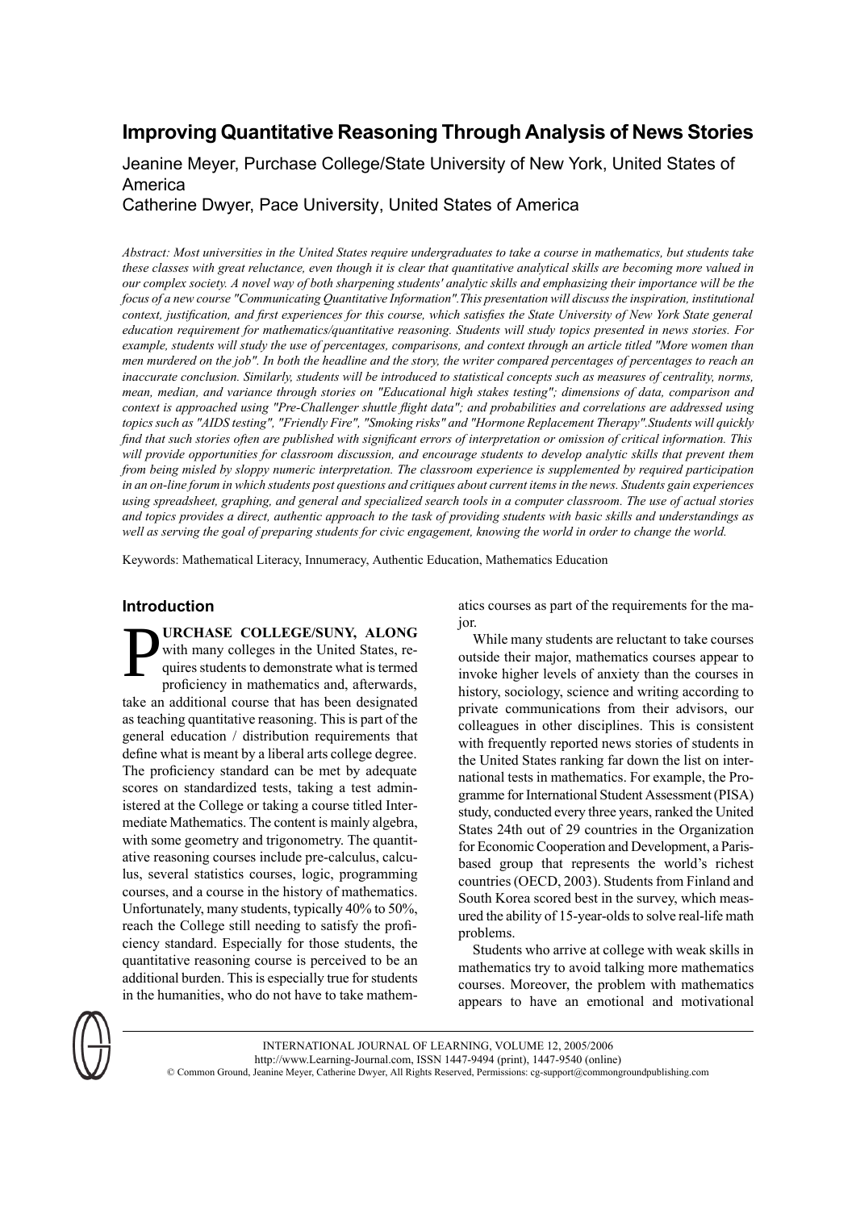# Improving Quantitative Reasoning Through Analysis of News Stories

Jeanine Meyer, Purchase College/State University of New York, United States of America

Catherine Dwyer, Pace University, United States of America

*Abstract: Most universities in the United States require undergraduates to take a course in mathematics, but students take these classes with great reluctance, even though it is clear that quantitative analytical skills are becoming more valued in our complex society. A novel way of both sharpening students' analytic skills and emphasizing their importance will be the focus of a new course "Communicating Quantitative Information".This presentation will discuss the inspiration, institutional context, justification, and first experiences for this course, which satisfies the State University of New York State general education requirement for mathematics/quantitative reasoning. Students will study topics presented in news stories. For example, students will study the use of percentages, comparisons, and context through an article titled "More women than men murdered on the job". In both the headline and the story, the writer compared percentages of percentages to reach an inaccurate conclusion. Similarly, students will be introduced to statistical concepts such as measures of centrality, norms, mean, median, and variance through stories on "Educational high stakes testing"; dimensions of data, comparison and context is approached using "Pre-Challenger shuttle flight data"; and probabilities and correlations are addressed using topics such as "AIDS testing", "Friendly Fire", "Smoking risks" and "Hormone Replacement Therapy".Students will quickly find that such stories often are published with significant errors of interpretation or omission of critical information. This will provide opportunities for classroom discussion, and encourage students to develop analytic skills that prevent them from being misled by sloppy numeric interpretation. The classroom experience is supplemented by required participation in an on-line forum in which students post questions and critiques about current items in the news. Students gain experiences using spreadsheet, graphing, and general and specialized search tools in a computer classroom. The use of actual stories and topics provides a direct, authentic approach to the task of providing students with basic skills and understandings as well as serving the goal of preparing students for civic engagement, knowing the world in order to change the world.*

Keywords: Mathematical Literacy, Innumeracy, Authentic Education, Mathematics Education

## Introduction

PURCHASE COLLEGE/SUNY, ALONG with many colleges in the United States, requires students to demonstrate what is termed proficiency in mathematics and, afterwards, take an additional course that has been designated as teaching quantitative reasoning. This is part of the general education / distribution requirements that define what is meant by a liberal arts college degree. The proficiency standard can be met by adequate scores on standardized tests, taking a test administered at the College or taking a course titled Intermediate Mathematics. The content is mainly algebra, with some geometry and trigonometry. The quantitative reasoning courses include pre-calculus, calculus, several statistics courses, logic, programming courses, and a course in the history of mathematics. Unfortunately, many students, typically 40% to 50%, reach the College still needing to satisfy the proficiency standard. Especially for those students, the quantitative reasoning course is perceived to be an additional burden. This is especially true for students in the humanities, who do not have to take mathematics courses as part of the requirements for the major.

While many students are reluctant to take courses outside their major, mathematics courses appear to invoke higher levels of anxiety than the courses in history, sociology, science and writing according to private communications from their advisors, our colleagues in other disciplines. This is consistent with frequently reported news stories of students in the United States ranking far down the list on international tests in mathematics. For example, the Programme for International Student Assessment (PISA) study, conducted every three years, ranked the United States 24th out of 29 countries in the Organization for Economic Cooperation and Development, a Paris-based group that represents the world's richest countries (OECD, 2003). Students from Finland and South Korea scored best in the survey, which measured the ability of 15-year-olds to solve real-life math problems.

Students who arrive at college with weak skills in mathematics try to avoid talking more mathematics courses. Moreover, the problem with mathematics appears to have an emotional and motivational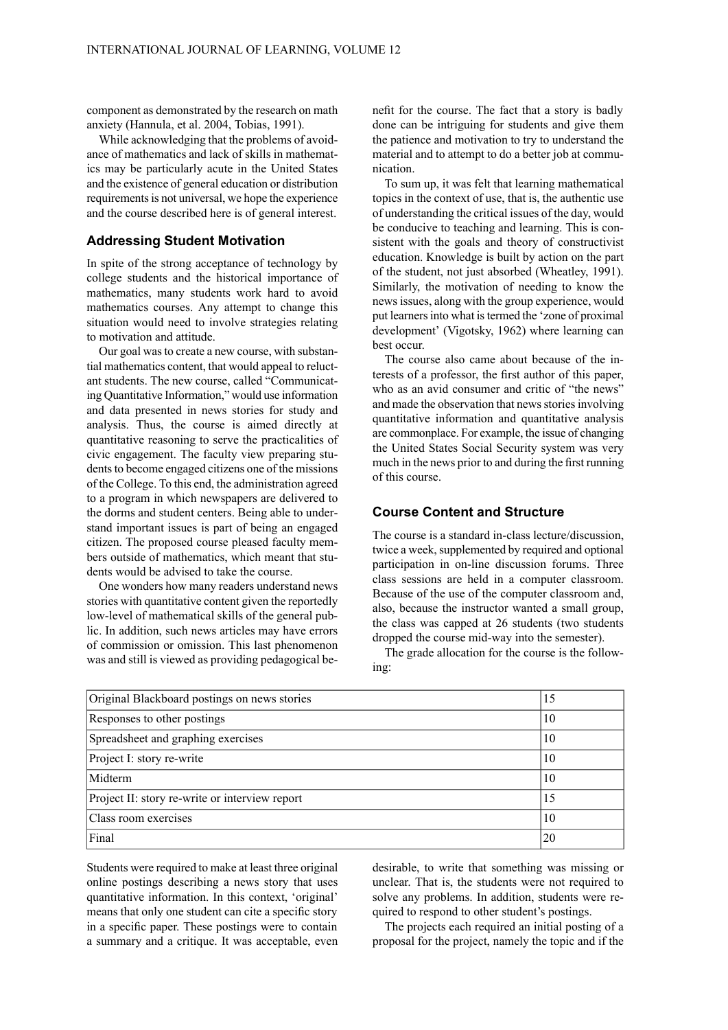component as demonstrated by the research on math anxiety (Hannula, et al. 2004, Tobias, 1991).

While acknowledging that the problems of avoidance of mathematics and lack of skills in mathematics may be particularly acute in the United States and the existence of general education or distribution requirements is not universal, we hope the experience and the course described here is of general interest.

## Addressing Student Motivation

In spite of the strong acceptance of technology by college students and the historical importance of mathematics, many students work hard to avoid mathematics courses. Any attempt to change this situation would need to involve strategies relating to motivation and attitude.

Our goal was to create a new course, with substantial mathematics content, that would appeal to reluctant students. The new course, called "Communicating Quantitative Information," would use information and data presented in news stories for study and analysis. Thus, the course is aimed directly at quantitative reasoning to serve the practicalities of civic engagement. The faculty view preparing students to become engaged citizens one of the missions of the College. To this end, the administration agreed to a program in which newspapers are delivered to the dorms and student centers. Being able to understand important issues is part of being an engaged citizen. The proposed course pleased faculty members outside of mathematics, which meant that students would be advised to take the course.

One wonders how many readers understand news stories with quantitative content given the reportedly low-level of mathematical skills of the general public. In addition, such news articles may have errors of commission or omission. This last phenomenon was and still is viewed as providing pedagogical benefit for the course. The fact that a story is badly done can be intriguing for students and give them the patience and motivation to try to understand the material and to attempt to do a better job at communication.

To sum up, it was felt that learning mathematical topics in the context of use, that is, the authentic use of understanding the critical issues of the day, would be conducive to teaching and learning. This is consistent with the goals and theory of constructivist education. Knowledge is built by action on the part of the student, not just absorbed (Wheatley, 1991). Similarly, the motivation of needing to know the news issues, along with the group experience, would put learners into what is termed the 'zone of proximal development' (Vigotsky, 1962) where learning can best occur.

The course also came about because of the interests of a professor, the first author of this paper, who as an avid consumer and critic of "the news" and made the observation that news stories involving quantitative information and quantitative analysis are commonplace. For example, the issue of changing the United States Social Security system was very much in the news prior to and during the first running of this course.

## Course Content and Structure

The course is a standard in-class lecture/discussion, twice a week, supplemented by required and optional participation in on-line discussion forums. Three class sessions are held in a computer classroom. Because of the use of the computer classroom and, also, because the instructor wanted a small group, the class was capped at 26 students (two students dropped the course mid-way into the semester).

The grade allocation for the course is the following:

| | |
|---|---|
| Original Blackboard postings on news stories | 15 |
| Responses to other postings | 10 |
| Spreadsheet and graphing exercises | 10 |
| Project I: story re-write | 10 |
| Midterm | 10 |
| Project II: story re-write or interview report | 15 |
| Class room exercises | 10 |
| Final | 20 |

Students were required to make at least three original online postings describing a news story that uses quantitative information. In this context, 'original' means that only one student can cite a specific story in a specific paper. These postings were to contain a summary and a critique. It was acceptable, even desirable, to write that something was missing or unclear. That is, the students were not required to solve any problems. In addition, students were required to respond to other student's postings.

The projects each required an initial posting of a proposal for the project, namely the topic and if the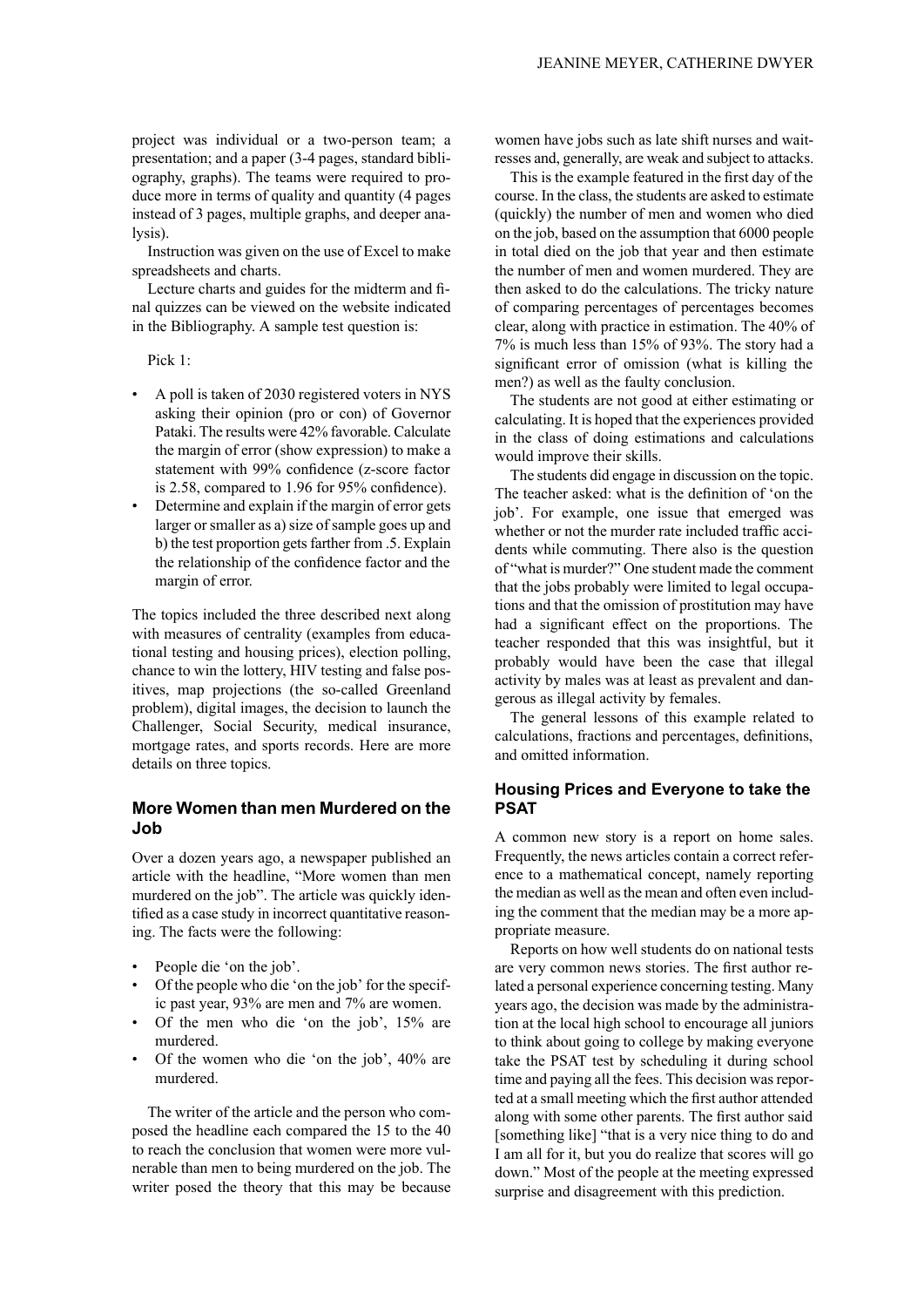project was individual or a two-person team; a presentation; and a paper (3-4 pages, standard bibliography, graphs). The teams were required to produce more in terms of quality and quantity (4 pages instead of 3 pages, multiple graphs, and deeper analysis).

Instruction was given on the use of Excel to make spreadsheets and charts.

Lecture charts and guides for the midterm and final quizzes can be viewed on the website indicated in the Bibliography. A sample test question is:

Pick 1:

- A poll is taken of 2030 registered voters in NYS asking their opinion (pro or con) of Governor Pataki. The results were 42% favorable. Calculate the margin of error (show expression) to make a statement with 99% confidence (z-score factor is 2.58, compared to 1.96 for 95% confidence).
- Determine and explain if the margin of error gets larger or smaller as a) size of sample goes up and b) the test proportion gets farther from .5. Explain the relationship of the confidence factor and the margin of error.

The topics included the three described next along with measures of centrality (examples from educational testing and housing prices), election polling, chance to win the lottery, HIV testing and false positives, map projections (the so-called Greenland problem), digital images, the decision to launch the Challenger, Social Security, medical insurance, mortgage rates, and sports records. Here are more details on three topics.

## More Women than men Murdered on the Job

Over a dozen years ago, a newspaper published an article with the headline, "More women than men murdered on the job". The article was quickly identified as a case study in incorrect quantitative reasoning. The facts were the following:

- People die 'on the job'.
- Of the people who die 'on the job' for the specific past year, 93% are men and 7% are women.
- Of the men who die 'on the job', 15% are murdered.
- Of the women who die 'on the job', 40% are murdered.

The writer of the article and the person who composed the headline each compared the 15 to the 40 to reach the conclusion that women were more vulnerable than men to being murdered on the job. The writer posed the theory that this may be because women have jobs such as late shift nurses and waitresses and, generally, are weak and subject to attacks.

This is the example featured in the first day of the course. In the class, the students are asked to estimate (quickly) the number of men and women who died on the job, based on the assumption that 6000 people in total died on the job that year and then estimate the number of men and women murdered. They are then asked to do the calculations. The tricky nature of comparing percentages of percentages becomes clear, along with practice in estimation. The 40% of 7% is much less than 15% of 93%. The story had a significant error of omission (what is killing the men?) as well as the faulty conclusion.

The students are not good at either estimating or calculating. It is hoped that the experiences provided in the class of doing estimations and calculations would improve their skills.

The students did engage in discussion on the topic. The teacher asked: what is the definition of 'on the job'. For example, one issue that emerged was whether or not the murder rate included traffic accidents while commuting. There also is the question of "what is murder?" One student made the comment that the jobs probably were limited to legal occupations and that the omission of prostitution may have had a significant effect on the proportions. The teacher responded that this was insightful, but it probably would have been the case that illegal activity by males was at least as prevalent and dangerous as illegal activity by females.

The general lessons of this example related to calculations, fractions and percentages, definitions, and omitted information.

## Housing Prices and Everyone to take the PSAT

A common new story is a report on home sales. Frequently, the news articles contain a correct reference to a mathematical concept, namely reporting the median as well as the mean and often even including the comment that the median may be a more appropriate measure.

Reports on how well students do on national tests are very common news stories. The first author related a personal experience concerning testing. Many years ago, the decision was made by the administration at the local high school to encourage all juniors to think about going to college by making everyone take the PSAT test by scheduling it during school time and paying all the fees. This decision was reported at a small meeting which the first author attended along with some other parents. The first author said [something like] "that is a very nice thing to do and I am all for it, but you do realize that scores will go down." Most of the people at the meeting expressed surprise and disagreement with this prediction.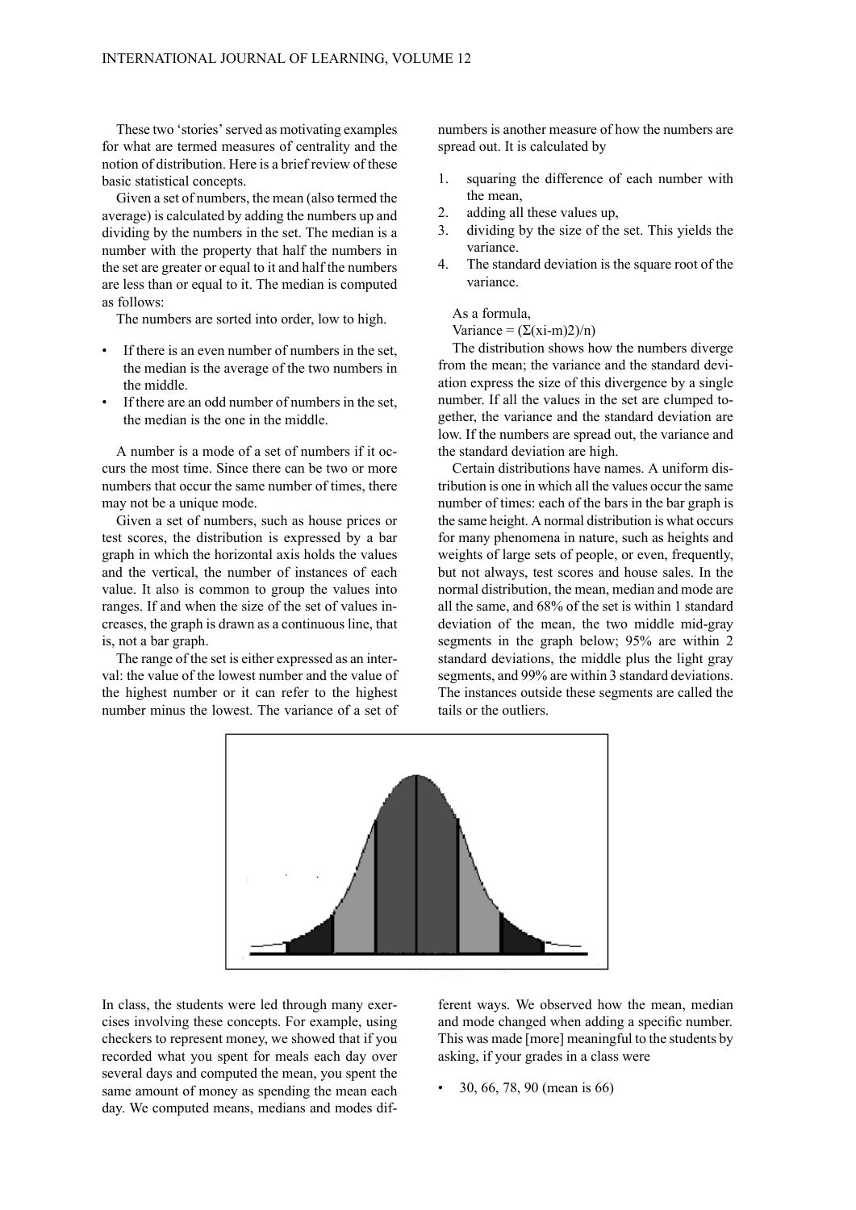These two 'stories' served as motivating examples for what are termed measures of centrality and the notion of distribution. Here is a brief review of these basic statistical concepts.

Given a set of numbers, the mean (also termed the average) is calculated by adding the numbers up and dividing by the numbers in the set. The median is a number with the property that half the numbers in the set are greater or equal to it and half the numbers are less than or equal to it. The median is computed as follows:

The numbers are sorted into order, low to high.

- If there is an even number of numbers in the set, the median is the average of the two numbers in the middle.
- If there are an odd number of numbers in the set, the median is the one in the middle.

A number is a mode of a set of numbers if it occurs the most time. Since there can be two or more numbers that occur the same number of times, there may not be a unique mode.

Given a set of numbers, such as house prices or test scores, the distribution is expressed by a bar graph in which the horizontal axis holds the values and the vertical, the number of instances of each value. It also is common to group the values into ranges. If and when the size of the set of values increases, the graph is drawn as a continuous line, that is, not a bar graph.

The range of the set is either expressed as an interval: the value of the lowest number and the value of the highest number or it can refer to the highest number minus the lowest. The variance of a set of numbers is another measure of how the numbers are spread out. It is calculated by

1. squaring the difference of each number with the mean,
2. adding all these values up,
3. dividing by the size of the set. This yields the variance.
4. The standard deviation is the square root of the variance.

As a formula,

Variance = (Σ(xi-m)2)/n)

The distribution shows how the numbers diverge from the mean; the variance and the standard deviation express the size of this divergence by a single number. If all the values in the set are clumped together, the variance and the standard deviation are low. If the numbers are spread out, the variance and the standard deviation are high.

Certain distributions have names. A uniform distribution is one in which all the values occur the same number of times: each of the bars in the bar graph is the same height. A normal distribution is what occurs for many phenomena in nature, such as heights and weights of large sets of people, or even, frequently, but not always, test scores and house sales. In the normal distribution, the mean, median and mode are all the same, and 68% of the set is within 1 standard deviation of the mean, the two middle mid-gray segments in the graph below; 95% are within 2 standard deviations, the middle plus the light gray segments, and 99% are within 3 standard deviations. The instances outside these segments are called the tails or the outliers.

In class, the students were led through many exercises involving these concepts. For example, using checkers to represent money, we showed that if you recorded what you spent for meals each day over several days and computed the mean, you spent the same amount of money as spending the mean each day. We computed means, medians and modes different ways. We observed how the mean, median and mode changed when adding a specific number. This was made [more] meaningful to the students by asking, if your grades in a class were

- 30, 66, 78, 90 (mean is 66)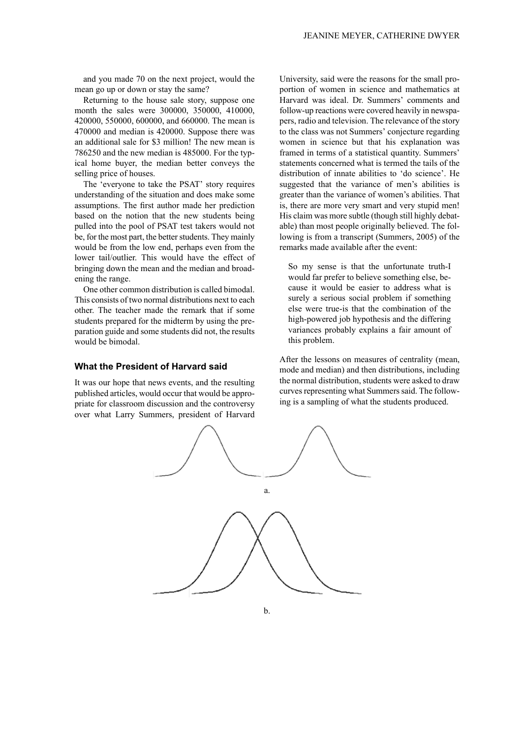and you made 70 on the next project, would the mean go up or down or stay the same?

Returning to the house sale story, suppose one month the sales were 300000, 350000, 410000, 420000, 550000, 600000, and 660000. The mean is 470000 and median is 420000. Suppose there was an additional sale for $3 million! The new mean is 786250 and the new median is 485000. For the typical home buyer, the median better conveys the selling price of houses.

The 'everyone to take the PSAT' story requires understanding of the situation and does make some assumptions. The first author made her prediction based on the notion that the new students being pulled into the pool of PSAT test takers would not be, for the most part, the better students. They mainly would be from the low end, perhaps even from the lower tail/outlier. This would have the effect of bringing down the mean and the median and broadening the range.

One other common distribution is called bimodal. This consists of two normal distributions next to each other. The teacher made the remark that if some students prepared for the midterm by using the preparation guide and some students did not, the results would be bimodal.

### What the President of Harvard said

It was our hope that news events, and the resulting published articles, would occur that would be appropriate for classroom discussion and the controversy over what Larry Summers, president of Harvard University, said were the reasons for the small proportion of women in science and mathematics at Harvard was ideal. Dr. Summers' comments and follow-up reactions were covered heavily in newspapers, radio and television. The relevance of the story to the class was not Summers' conjecture regarding women in science but that his explanation was framed in terms of a statistical quantity. Summers' statements concerned what is termed the tails of the distribution of innate abilities to 'do science'. He suggested that the variance of men's abilities is greater than the variance of women's abilities. That is, there are more very smart and very stupid men! His claim was more subtle (though still highly debatable) than most people originally believed. The following is from a transcript (Summers, 2005) of the remarks made available after the event:

> So my sense is that the unfortunate truth-I would far prefer to believe something else, because it would be easier to address what is surely a serious social problem if something else were true-is that the combination of the high-powered job hypothesis and the differing variances probably explains a fair amount of this problem.

After the lessons on measures of centrality (mean, mode and median) and then distributions, including the normal distribution, students were asked to draw curves representing what Summers said. The following is a sampling of what the students produced.

a.

b.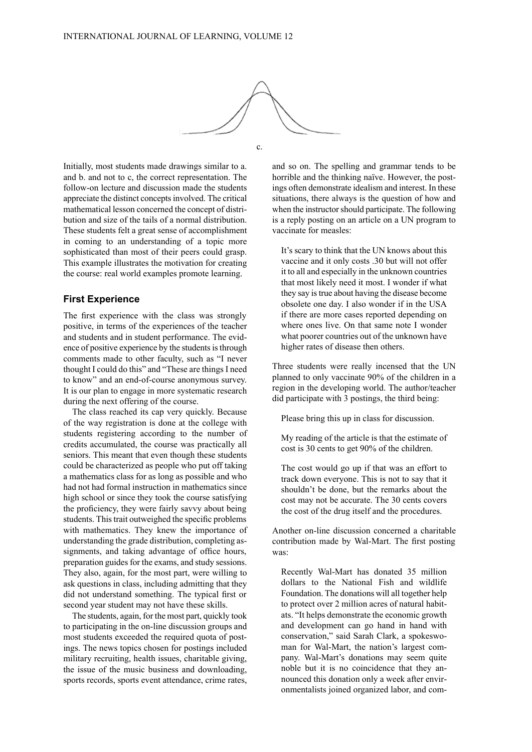c.

Initially, most students made drawings similar to a. and b. and not to c, the correct representation. The follow-on lecture and discussion made the students appreciate the distinct concepts involved. The critical mathematical lesson concerned the concept of distribution and size of the tails of a normal distribution. These students felt a great sense of accomplishment in coming to an understanding of a topic more sophisticated than most of their peers could grasp. This example illustrates the motivation for creating the course: real world examples promote learning.

### First Experience

The first experience with the class was strongly positive, in terms of the experiences of the teacher and students and in student performance. The evidence of positive experience by the students is through comments made to other faculty, such as "I never thought I could do this" and "These are things I need to know" and an end-of-course anonymous survey. It is our plan to engage in more systematic research during the next offering of the course.

The class reached its cap very quickly. Because of the way registration is done at the college with students registering according to the number of credits accumulated, the course was practically all seniors. This meant that even though these students could be characterized as people who put off taking a mathematics class for as long as possible and who had not had formal instruction in mathematics since high school or since they took the course satisfying the proficiency, they were fairly savvy about being students. This trait outweighed the specific problems with mathematics. They knew the importance of understanding the grade distribution, completing assignments, and taking advantage of office hours, preparation guides for the exams, and study sessions. They also, again, for the most part, were willing to ask questions in class, including admitting that they did not understand something. The typical first or second year student may not have these skills.

The students, again, for the most part, quickly took to participating in the on-line discussion groups and most students exceeded the required quota of postings. The news topics chosen for postings included military recruiting, health issues, charitable giving, the issue of the music business and downloading, sports records, sports event attendance, crime rates, and so on. The spelling and grammar tends to be horrible and the thinking naïve. However, the postings often demonstrate idealism and interest. In these situations, there always is the question of how and when the instructor should participate. The following is a reply posting on an article on a UN program to vaccinate for measles:

> It's scary to think that the UN knows about this vaccine and it only costs .30 but will not offer it to all and especially in the unknown countries that most likely need it most. I wonder if what they say is true about having the disease become obsolete one day. I also wonder if in the USA if there are more cases reported depending on where ones live. On that same note I wonder what poorer countries out of the unknown have higher rates of disease then others.

Three students were really incensed that the UN planned to only vaccinate 90% of the children in a region in the developing world. The author/teacher did participate with 3 postings, the third being:

> Please bring this up in class for discussion.
>
> My reading of the article is that the estimate of cost is 30 cents to get 90% of the children.
>
> The cost would go up if that was an effort to track down everyone. This is not to say that it shouldn't be done, but the remarks about the cost may not be accurate. The 30 cents covers the cost of the drug itself and the procedures.

Another on-line discussion concerned a charitable contribution made by Wal-Mart. The first posting was:

> Recently Wal-Mart has donated 35 million dollars to the National Fish and wildlife Foundation. The donations will all together help to protect over 2 million acres of natural habitats. "It helps demonstrate the economic growth and development can go hand in hand with conservation," said Sarah Clark, a spokeswoman for Wal-Mart, the nation's largest company. Wal-Mart's donations may seem quite noble but it is no coincidence that they announced this donation only a week after environmentalists joined organized labor, and com-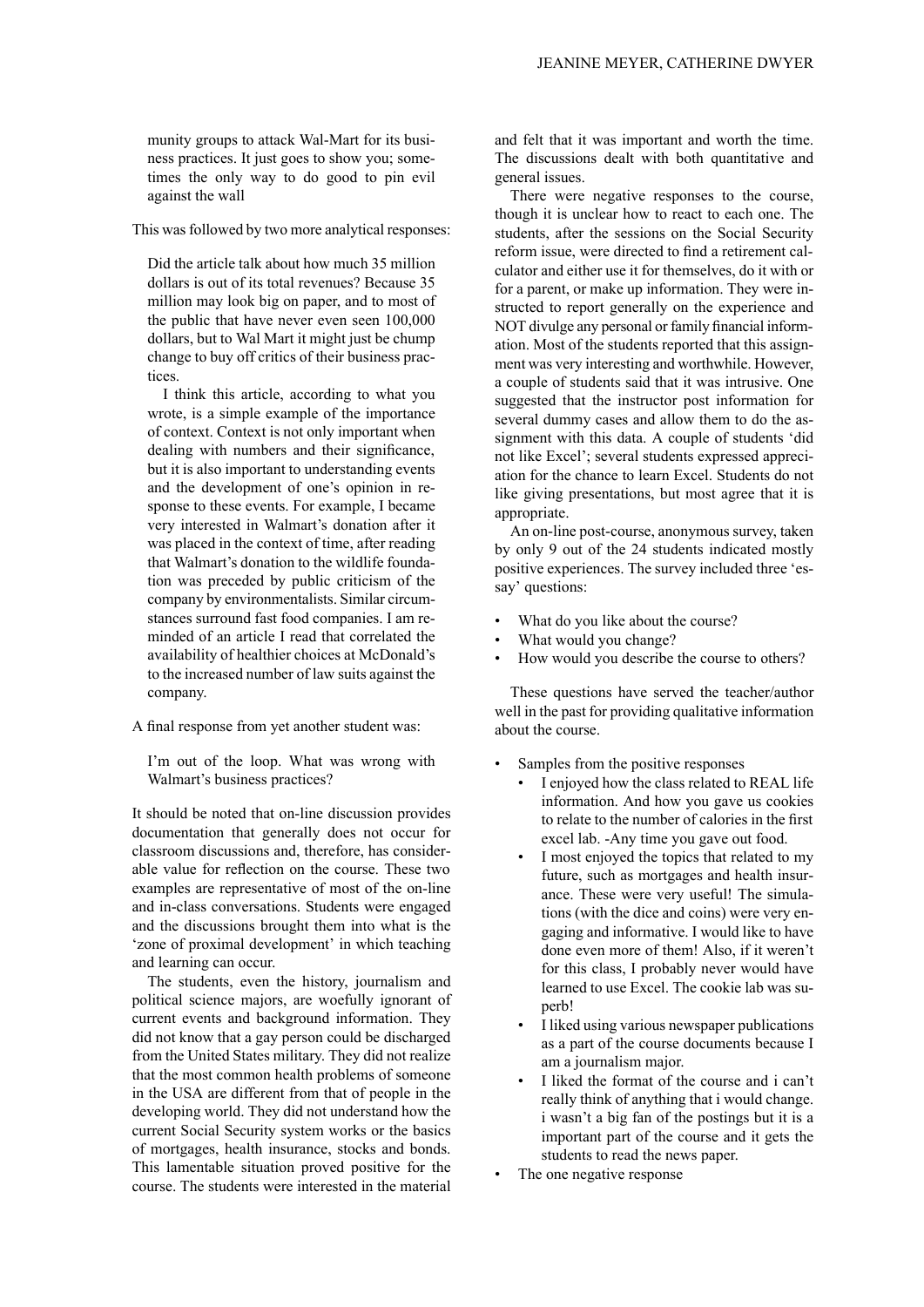munity groups to attack Wal-Mart for its business practices. It just goes to show you; sometimes the only way to do good to pin evil against the wall

This was followed by two more analytical responses:

> Did the article talk about how much 35 million dollars is out of its total revenues? Because 35 million may look big on paper, and to most of the public that have never even seen 100,000 dollars, but to Wal Mart it might just be chump change to buy off critics of their business practices.
>
> I think this article, according to what you wrote, is a simple example of the importance of context. Context is not only important when dealing with numbers and their significance, but it is also important to understanding events and the development of one's opinion in response to these events. For example, I became very interested in Walmart's donation after it was placed in the context of time, after reading that Walmart's donation to the wildlife foundation was preceded by public criticism of the company by environmentalists. Similar circumstances surround fast food companies. I am reminded of an article I read that correlated the availability of healthier choices at McDonald's to the increased number of law suits against the company.

A final response from yet another student was:

> I'm out of the loop. What was wrong with Walmart's business practices?

It should be noted that on-line discussion provides documentation that generally does not occur for classroom discussions and, therefore, has considerable value for reflection on the course. These two examples are representative of most of the on-line and in-class conversations. Students were engaged and the discussions brought them into what is the 'zone of proximal development' in which teaching and learning can occur.

The students, even the history, journalism and political science majors, are woefully ignorant of current events and background information. They did not know that a gay person could be discharged from the United States military. They did not realize that the most common health problems of someone in the USA are different from that of people in the developing world. They did not understand how the current Social Security system works or the basics of mortgages, health insurance, stocks and bonds. This lamentable situation proved positive for the course. The students were interested in the material and felt that it was important and worth the time. The discussions dealt with both quantitative and general issues.

There were negative responses to the course, though it is unclear how to react to each one. The students, after the sessions on the Social Security reform issue, were directed to find a retirement calculator and either use it for themselves, do it with or for a parent, or make up information. They were instructed to report generally on the experience and NOT divulge any personal or family financial information. Most of the students reported that this assignment was very interesting and worthwhile. However, a couple of students said that it was intrusive. One suggested that the instructor post information for several dummy cases and allow them to do the assignment with this data. A couple of students 'did not like Excel'; several students expressed appreciation for the chance to learn Excel. Students do not like giving presentations, but most agree that it is appropriate.

An on-line post-course, anonymous survey, taken by only 9 out of the 24 students indicated mostly positive experiences. The survey included three 'essay' questions:

- What do you like about the course?
- What would you change?
- How would you describe the course to others?

These questions have served the teacher/author well in the past for providing qualitative information about the course.

- Samples from the positive responses
  - I enjoyed how the class related to REAL life information. And how you gave us cookies to relate to the number of calories in the first excel lab. -Any time you gave out food.
  - I most enjoyed the topics that related to my future, such as mortgages and health insurance. These were very useful! The simulations (with the dice and coins) were very engaging and informative. I would like to have done even more of them! Also, if it weren't for this class, I probably never would have learned to use Excel. The cookie lab was superb!
  - I liked using various newspaper publications as a part of the course documents because I am a journalism major.
  - I liked the format of the course and i can't really think of anything that i would change. i wasn't a big fan of the postings but it is a important part of the course and it gets the students to read the news paper.
- The one negative response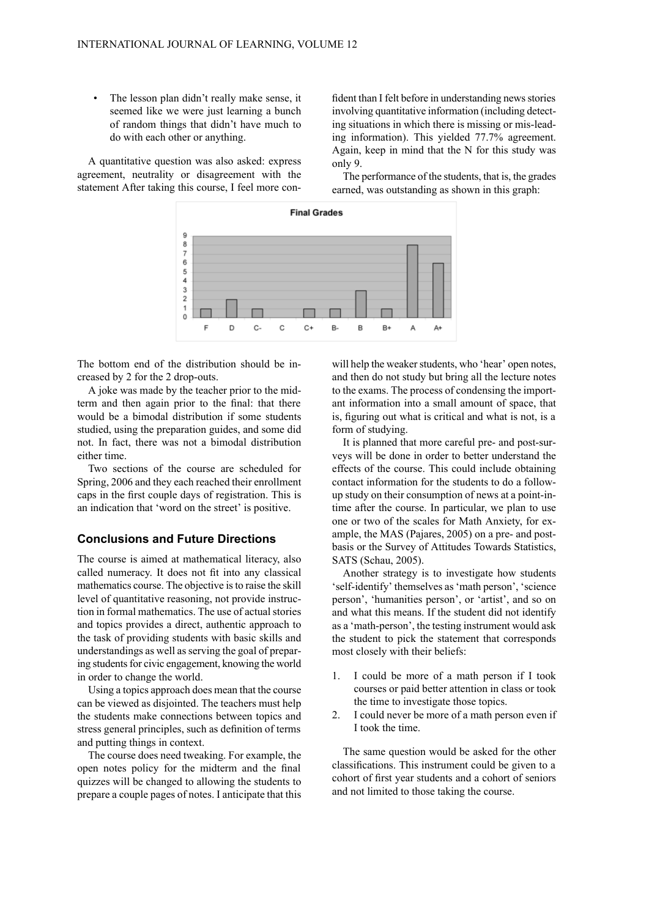- The lesson plan didn't really make sense, it seemed like we were just learning a bunch of random things that didn't have much to do with each other or anything.

A quantitative question was also asked: express agreement, neutrality or disagreement with the statement After taking this course, I feel more confident than I felt before in understanding news stories involving quantitative information (including detecting situations in which there is missing or misleading information). This yielded 77.7% agreement. Again, keep in mind that the N for this study was only 9.

The performance of the students, that is, the grades earned, was outstanding as shown in this graph:

**Final Grades**

| Grade | F | D | C- | C | C+ | B- | B | B+ | A | A+ |
|---|---|---|---|---|---|---|---|---|---|---|
| Count | 1 | 2 | 1 | 0 | 1 | 1 | 3 | 1 | 8 | 6 |

The bottom end of the distribution should be increased by 2 for the 2 drop-outs.

A joke was made by the teacher prior to the midterm and then again prior to the final: that there would be a bimodal distribution if some students studied, using the preparation guides, and some did not. In fact, there was not a bimodal distribution either time.

Two sections of the course are scheduled for Spring, 2006 and they each reached their enrollment caps in the first couple days of registration. This is an indication that 'word on the street' is positive.

## Conclusions and Future Directions

The course is aimed at mathematical literacy, also called numeracy. It does not fit into any classical mathematics course. The objective is to raise the skill level of quantitative reasoning, not provide instruction in formal mathematics. The use of actual stories and topics provides a direct, authentic approach to the task of providing students with basic skills and understandings as well as serving the goal of preparing students for civic engagement, knowing the world in order to change the world.

Using a topics approach does mean that the course can be viewed as disjointed. The teachers must help the students make connections between topics and stress general principles, such as definition of terms and putting things in context.

The course does need tweaking. For example, the open notes policy for the midterm and the final quizzes will be changed to allowing the students to prepare a couple pages of notes. I anticipate that this will help the weaker students, who 'hear' open notes, and then do not study but bring all the lecture notes to the exams. The process of condensing the important information into a small amount of space, that is, figuring out what is critical and what is not, is a form of studying.

It is planned that more careful pre- and post-surveys will be done in order to better understand the effects of the course. This could include obtaining contact information for the students to do a follow-up study on their consumption of news at a point-in-time after the course. In particular, we plan to use one or two of the scales for Math Anxiety, for example, the MAS (Pajares, 2005) on a pre- and post-basis or the Survey of Attitudes Towards Statistics, SATS (Schau, 2005).

Another strategy is to investigate how students 'self-identify' themselves as 'math person', 'science person', 'humanities person', or 'artist', and so on and what this means. If the student did not identify as a 'math-person', the testing instrument would ask the student to pick the statement that corresponds most closely with their beliefs:

1. I could be more of a math person if I took courses or paid better attention in class or took the time to investigate those topics.
2. I could never be more of a math person even if I took the time.

The same question would be asked for the other classifications. This instrument could be given to a cohort of first year students and a cohort of seniors and not limited to those taking the course.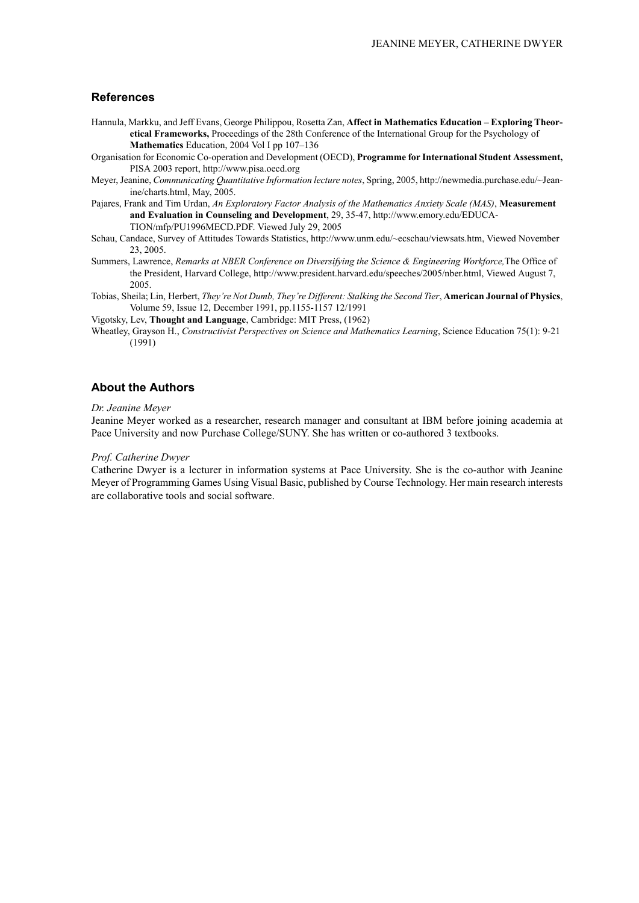## References

Hannula, Markku, and Jeff Evans, George Philippou, Rosetta Zan, **Affect in Mathematics Education – Exploring Theoretical Frameworks,** Proceedings of the 28th Conference of the International Group for the Psychology of **Mathematics** Education, 2004 Vol I pp 107–136

Organisation for Economic Co-operation and Development (OECD), **Programme for International Student Assessment,** PISA 2003 report, http://www.pisa.oecd.org

Meyer, Jeanine, *Communicating Quantitative Information lecture notes*, Spring, 2005, http://newmedia.purchase.edu/~Jeanine/charts.html, May, 2005.

Pajares, Frank and Tim Urdan, *An Exploratory Factor Analysis of the Mathematics Anxiety Scale (MAS)*, **Measurement and Evaluation in Counseling and Development**, 29, 35-47, http://www.emory.edu/EDUCATION/mfp/PU1996MECD.PDF. Viewed July 29, 2005

Schau, Candace, Survey of Attitudes Towards Statistics, http://www.unm.edu/~ecschau/viewsats.htm, Viewed November 23, 2005.

Summers, Lawrence, *Remarks at NBER Conference on Diversifying the Science & Engineering Workforce,* The Office of the President, Harvard College, http://www.president.harvard.edu/speeches/2005/nber.html, Viewed August 7, 2005.

Tobias, Sheila; Lin, Herbert, *They're Not Dumb, They're Different: Stalking the Second Tier*, **American Journal of Physics**, Volume 59, Issue 12, December 1991, pp.1155-1157 12/1991

Vigotsky, Lev, **Thought and Language**, Cambridge: MIT Press, (1962)

Wheatley, Grayson H., *Constructivist Perspectives on Science and Mathematics Learning*, Science Education 75(1): 9-21 (1991)

## About the Authors

*Dr. Jeanine Meyer*

Jeanine Meyer worked as a researcher, research manager and consultant at IBM before joining academia at Pace University and now Purchase College/SUNY. She has written or co-authored 3 textbooks.

*Prof. Catherine Dwyer*

Catherine Dwyer is a lecturer in information systems at Pace University. She is the co-author with Jeanine Meyer of Programming Games Using Visual Basic, published by Course Technology. Her main research interests are collaborative tools and social software.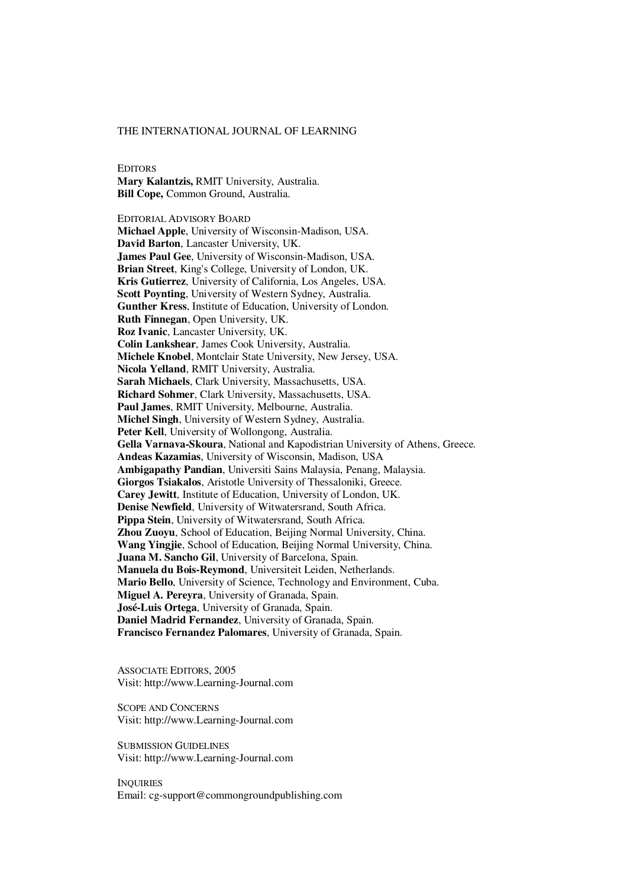THE INTERNATIONAL JOURNAL OF LEARNING

EDITORS
**Mary Kalantzis,** RMIT University, Australia.
**Bill Cope,** Common Ground, Australia.

EDITORIAL ADVISORY BOARD
**Michael Apple**, University of Wisconsin-Madison, USA.
**David Barton**, Lancaster University, UK.
**James Paul Gee**, University of Wisconsin-Madison, USA.
**Brian Street**, King's College, University of London, UK.
**Kris Gutierrez**, University of California, Los Angeles, USA.
**Scott Poynting**, University of Western Sydney, Australia.
**Gunther Kress**, Institute of Education, University of London.
**Ruth Finnegan**, Open University, UK.
**Roz Ivanic**, Lancaster University, UK.
**Colin Lankshear**, James Cook University, Australia.
**Michele Knobel**, Montclair State University, New Jersey, USA.
**Nicola Yelland**, RMIT University, Australia.
**Sarah Michaels**, Clark University, Massachusetts, USA.
**Richard Sohmer**, Clark University, Massachusetts, USA.
**Paul James**, RMIT University, Melbourne, Australia.
**Michel Singh**, University of Western Sydney, Australia.
**Peter Kell**, University of Wollongong, Australia.
**Gella Varnava-Skoura**, National and Kapodistrian University of Athens, Greece.
**Andeas Kazamias**, University of Wisconsin, Madison, USA
**Ambigapathy Pandian**, Universiti Sains Malaysia, Penang, Malaysia.
**Giorgos Tsiakalos**, Aristotle University of Thessaloniki, Greece.
**Carey Jewitt**, Institute of Education, University of London, UK.
**Denise Newfield**, University of Witwatersrand, South Africa.
**Pippa Stein**, University of Witwatersrand, South Africa.
**Zhou Zuoyu**, School of Education, Beijing Normal University, China.
**Wang Yingjie**, School of Education, Beijing Normal University, China.
**Juana M. Sancho Gil**, University of Barcelona, Spain.
**Manuela du Bois-Reymond**, Universiteit Leiden, Netherlands.
**Mario Bello**, University of Science, Technology and Environment, Cuba.
**Miguel A. Pereyra**, University of Granada, Spain.
**José-Luis Ortega**, University of Granada, Spain.
**Daniel Madrid Fernandez**, University of Granada, Spain.
**Francisco Fernandez Palomares**, University of Granada, Spain.

ASSOCIATE EDITORS, 2005
Visit: http://www.Learning-Journal.com

SCOPE AND CONCERNS
Visit: http://www.Learning-Journal.com

SUBMISSION GUIDELINES
Visit: http://www.Learning-Journal.com

INQUIRIES
Email: cg-support@commongroundpublishing.com